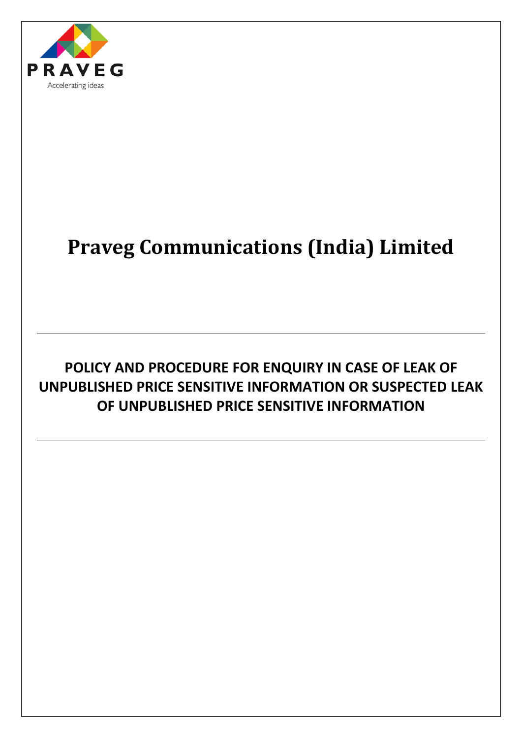PRAVEG

Accelerating ideas

# Praveg Communications (India) Limited

---

## POLICY AND PROCEDURE FOR ENQUIRY IN CASE OF LEAK OF UNPUBLISHED PRICE SENSITIVE INFORMATION OR SUSPECTED LEAK OF UNPUBLISHED PRICE SENSITIVE INFORMATION

---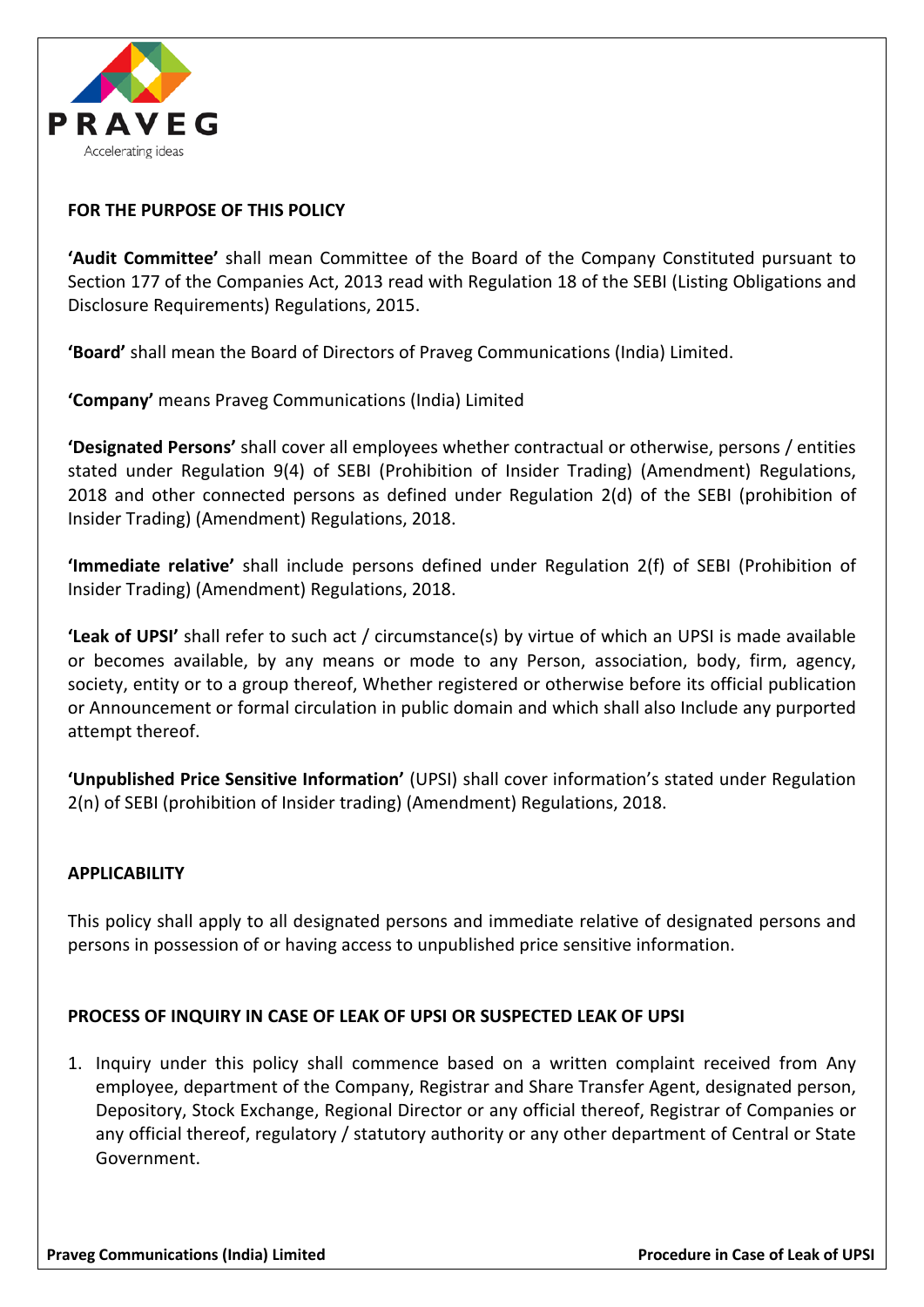**FOR THE PURPOSE OF THIS POLICY**

**'Audit Committee'** shall mean Committee of the Board of the Company Constituted pursuant to Section 177 of the Companies Act, 2013 read with Regulation 18 of the SEBI (Listing Obligations and Disclosure Requirements) Regulations, 2015.

**'Board'** shall mean the Board of Directors of Praveg Communications (India) Limited.

**'Company'** means Praveg Communications (India) Limited

**'Designated Persons'** shall cover all employees whether contractual or otherwise, persons / entities stated under Regulation 9(4) of SEBI (Prohibition of Insider Trading) (Amendment) Regulations, 2018 and other connected persons as defined under Regulation 2(d) of the SEBI (prohibition of Insider Trading) (Amendment) Regulations, 2018.

**'Immediate relative'** shall include persons defined under Regulation 2(f) of SEBI (Prohibition of Insider Trading) (Amendment) Regulations, 2018.

**'Leak of UPSI'** shall refer to such act / circumstance(s) by virtue of which an UPSI is made available or becomes available, by any means or mode to any Person, association, body, firm, agency, society, entity or to a group thereof, Whether registered or otherwise before its official publication or Announcement or formal circulation in public domain and which shall also Include any purported attempt thereof.

**'Unpublished Price Sensitive Information'** (UPSI) shall cover information's stated under Regulation 2(n) of SEBI (prohibition of Insider trading) (Amendment) Regulations, 2018.

**APPLICABILITY**

This policy shall apply to all designated persons and immediate relative of designated persons and persons in possession of or having access to unpublished price sensitive information.

**PROCESS OF INQUIRY IN CASE OF LEAK OF UPSI OR SUSPECTED LEAK OF UPSI**

1. Inquiry under this policy shall commence based on a written complaint received from Any employee, department of the Company, Registrar and Share Transfer Agent, designated person, Depository, Stock Exchange, Regional Director or any official thereof, Registrar of Companies or any official thereof, regulatory / statutory authority or any other department of Central or State Government.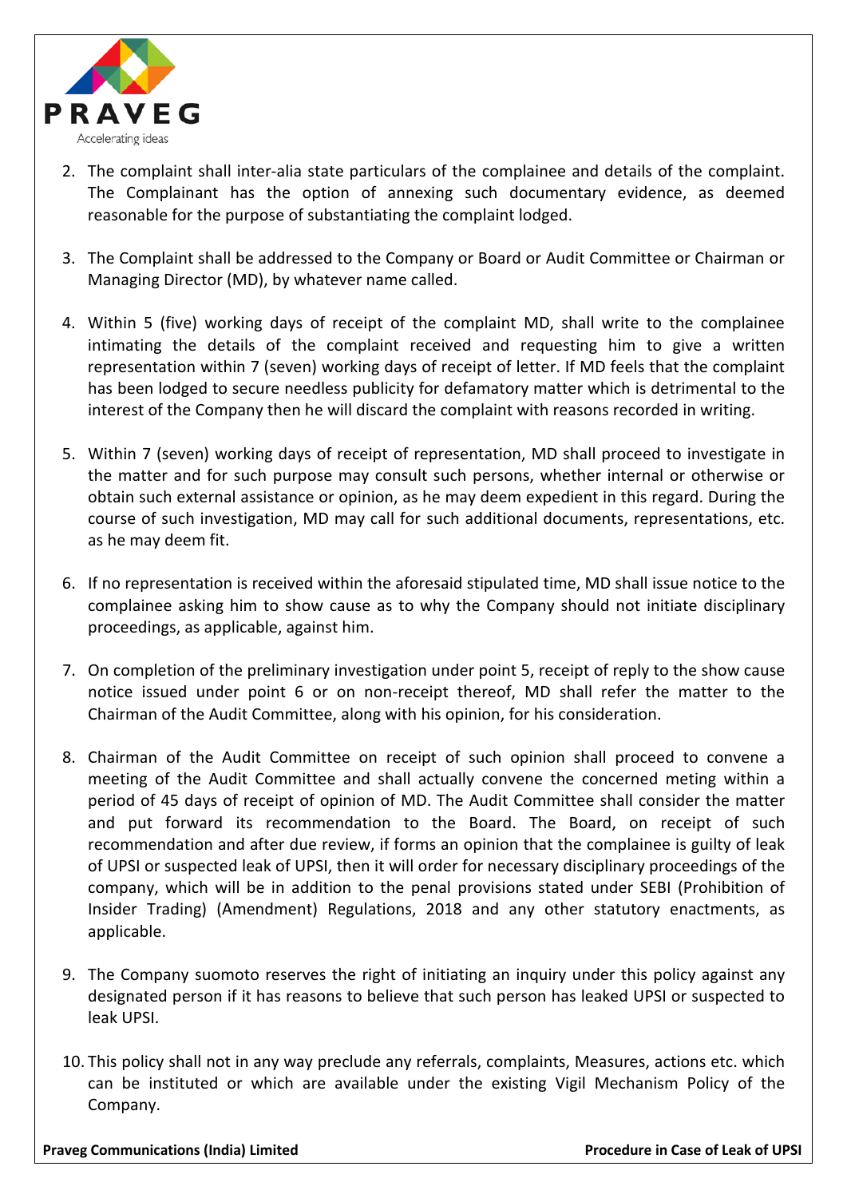2. The complaint shall inter-alia state particulars of the complainee and details of the complaint. The Complainant has the option of annexing such documentary evidence, as deemed reasonable for the purpose of substantiating the complaint lodged.

3. The Complaint shall be addressed to the Company or Board or Audit Committee or Chairman or Managing Director (MD), by whatever name called.

4. Within 5 (five) working days of receipt of the complaint MD, shall write to the complainee intimating the details of the complaint received and requesting him to give a written representation within 7 (seven) working days of receipt of letter. If MD feels that the complaint has been lodged to secure needless publicity for defamatory matter which is detrimental to the interest of the Company then he will discard the complaint with reasons recorded in writing.

5. Within 7 (seven) working days of receipt of representation, MD shall proceed to investigate in the matter and for such purpose may consult such persons, whether internal or otherwise or obtain such external assistance or opinion, as he may deem expedient in this regard. During the course of such investigation, MD may call for such additional documents, representations, etc. as he may deem fit.

6. If no representation is received within the aforesaid stipulated time, MD shall issue notice to the complainee asking him to show cause as to why the Company should not initiate disciplinary proceedings, as applicable, against him.

7. On completion of the preliminary investigation under point 5, receipt of reply to the show cause notice issued under point 6 or on non-receipt thereof, MD shall refer the matter to the Chairman of the Audit Committee, along with his opinion, for his consideration.

8. Chairman of the Audit Committee on receipt of such opinion shall proceed to convene a meeting of the Audit Committee and shall actually convene the concerned meting within a period of 45 days of receipt of opinion of MD. The Audit Committee shall consider the matter and put forward its recommendation to the Board. The Board, on receipt of such recommendation and after due review, if forms an opinion that the complainee is guilty of leak of UPSI or suspected leak of UPSI, then it will order for necessary disciplinary proceedings of the company, which will be in addition to the penal provisions stated under SEBI (Prohibition of Insider Trading) (Amendment) Regulations, 2018 and any other statutory enactments, as applicable.

9. The Company suomoto reserves the right of initiating an inquiry under this policy against any designated person if it has reasons to believe that such person has leaked UPSI or suspected to leak UPSI.

10. This policy shall not in any way preclude any referrals, complaints, Measures, actions etc. which can be instituted or which are available under the existing Vigil Mechanism Policy of the Company.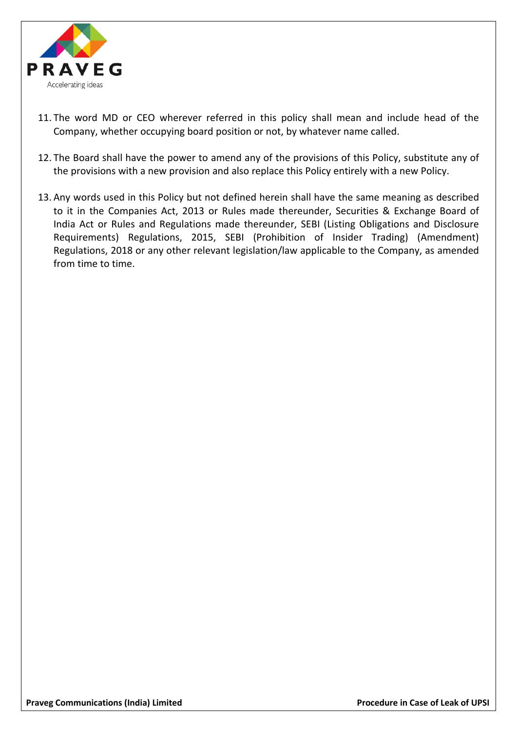11. The word MD or CEO wherever referred in this policy shall mean and include head of the Company, whether occupying board position or not, by whatever name called.

12. The Board shall have the power to amend any of the provisions of this Policy, substitute any of the provisions with a new provision and also replace this Policy entirely with a new Policy.

13. Any words used in this Policy but not defined herein shall have the same meaning as described to it in the Companies Act, 2013 or Rules made thereunder, Securities & Exchange Board of India Act or Rules and Regulations made thereunder, SEBI (Listing Obligations and Disclosure Requirements) Regulations, 2015, SEBI (Prohibition of Insider Trading) (Amendment) Regulations, 2018 or any other relevant legislation/law applicable to the Company, as amended from time to time.